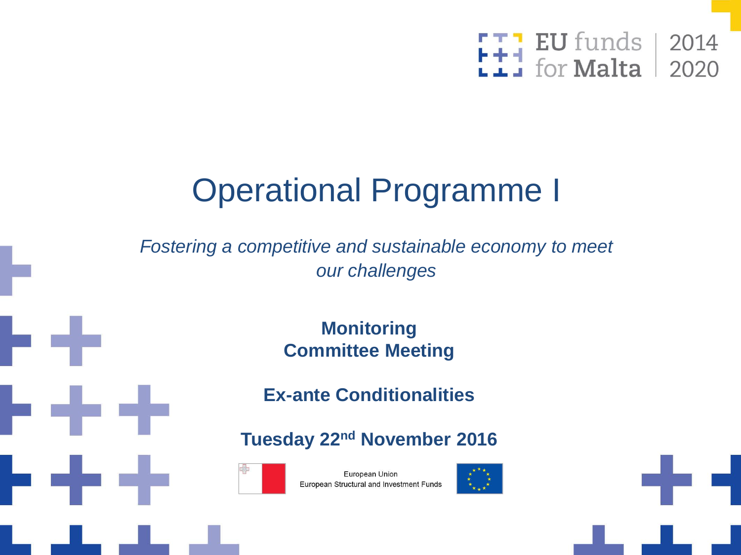EU funds for Malta | 2014 2020

# Operational Programme I

*Fostering a competitive and sustainable economy to meet our challenges*

**Monitoring Committee Meeting**

**Ex-ante Conditionalities**

**Tuesday 22nd November 2016**

European Union
European Structural and Investment Funds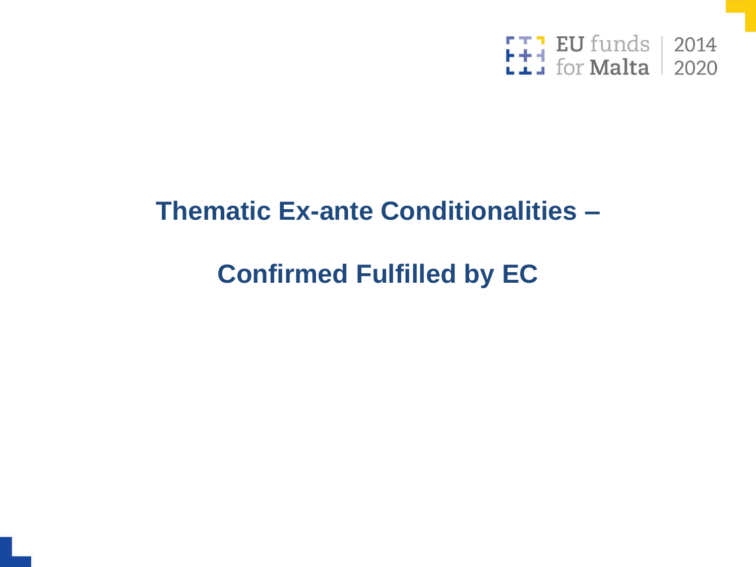# Thematic Ex-ante Conditionalities –

# Confirmed Fulfilled by EC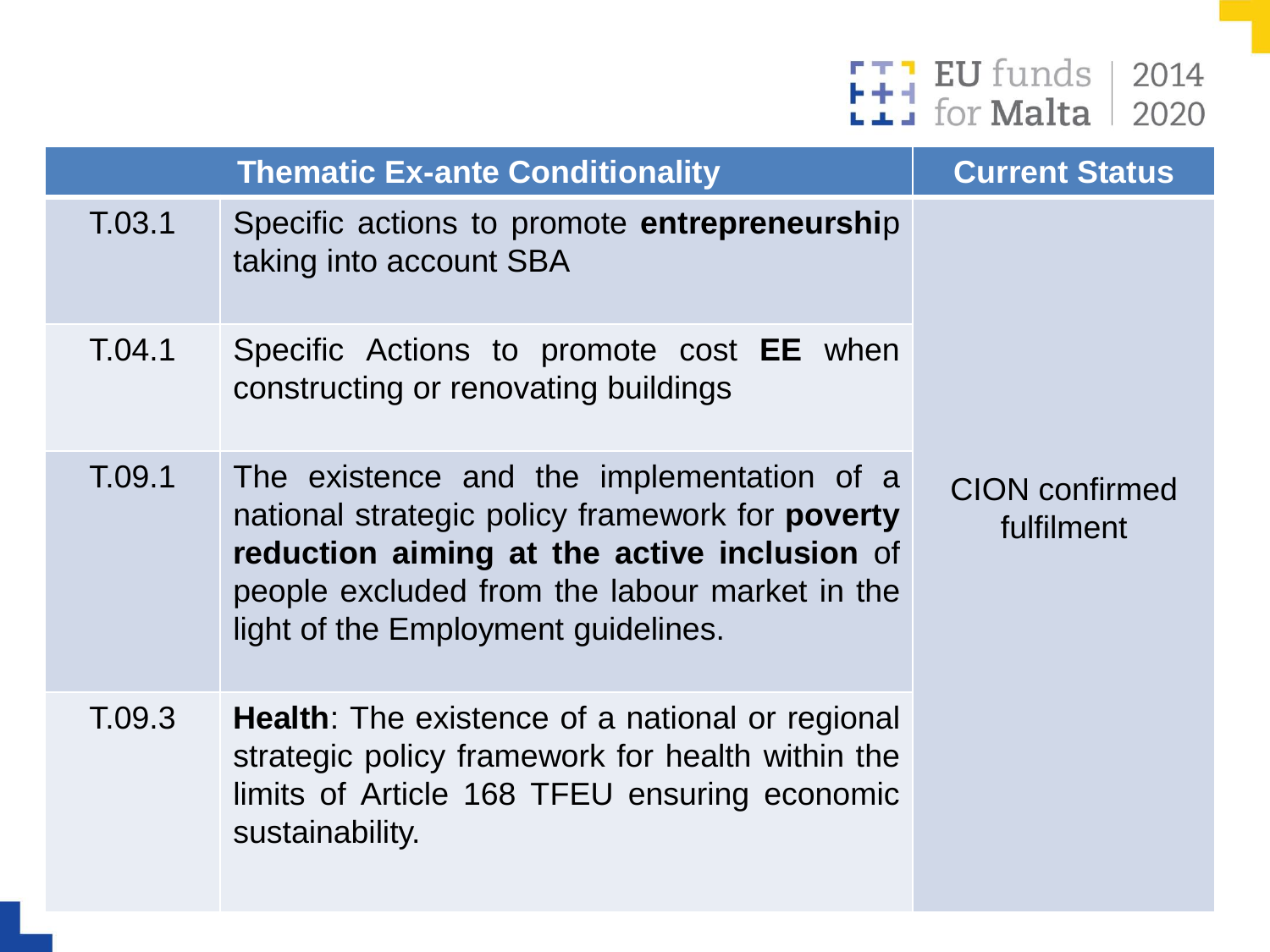| Thematic Ex-ante Conditionality | | Current Status |
|---|---|---|
| T.03.1 | Specific actions to promote **entrepreneurshi**p taking into account SBA | CION confirmed fulfilment |
| T.04.1 | Specific Actions to promote cost **EE** when constructing or renovating buildings | |
| T.09.1 | The existence and the implementation of a national strategic policy framework for **poverty reduction aiming at the active inclusion** of people excluded from the labour market in the light of the Employment guidelines. | |
| T.09.3 | **Health**: The existence of a national or regional strategic policy framework for health within the limits of Article 168 TFEU ensuring economic sustainability. | |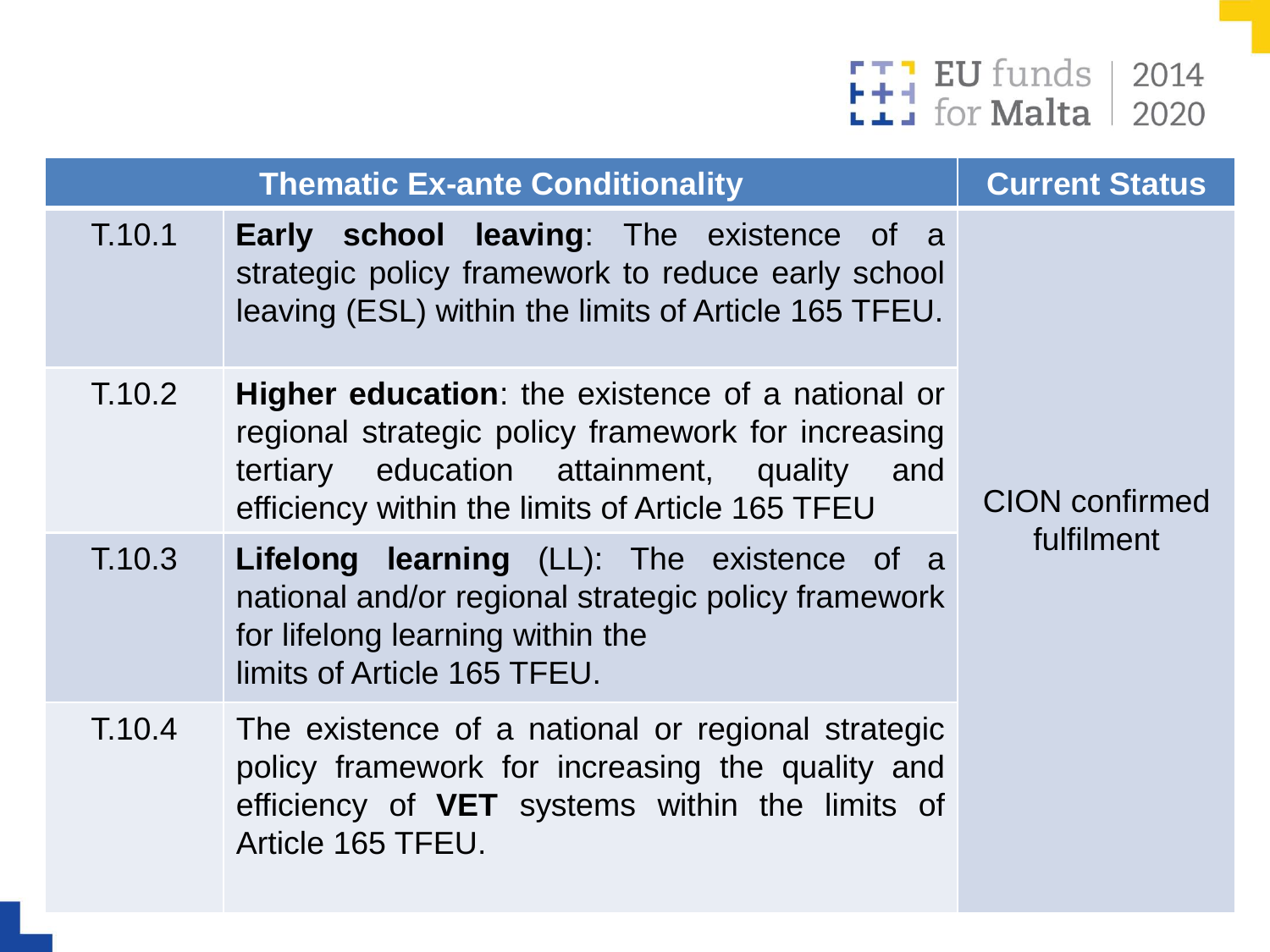| Thematic Ex-ante Conditionality | | Current Status |
| --- | --- | --- |
| T.10.1 | **Early school leaving**: The existence of a strategic policy framework to reduce early school leaving (ESL) within the limits of Article 165 TFEU. | CION confirmed fulfilment |
| T.10.2 | **Higher education**: the existence of a national or regional strategic policy framework for increasing tertiary education attainment, quality and efficiency within the limits of Article 165 TFEU | |
| T.10.3 | **Lifelong learning** (LL): The existence of a national and/or regional strategic policy framework for lifelong learning within the limits of Article 165 TFEU. | |
| T.10.4 | The existence of a national or regional strategic policy framework for increasing the quality and efficiency of **VET** systems within the limits of Article 165 TFEU. | |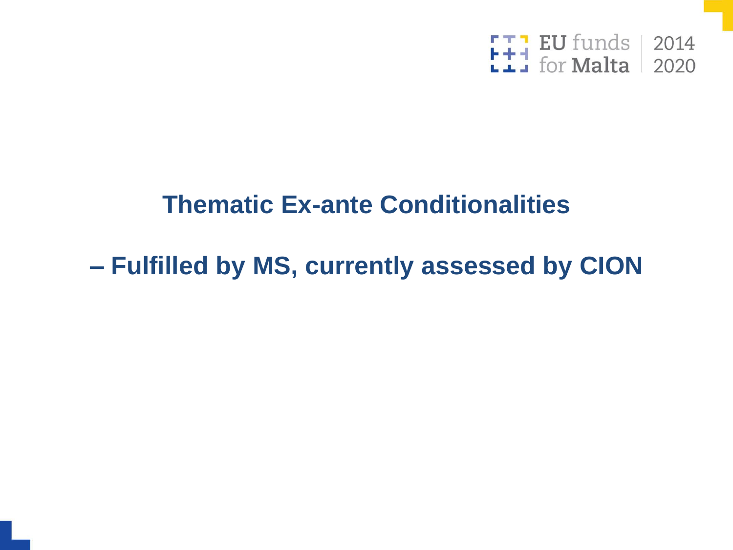# Thematic Ex-ante Conditionalities

# – Fulfilled by MS, currently assessed by CION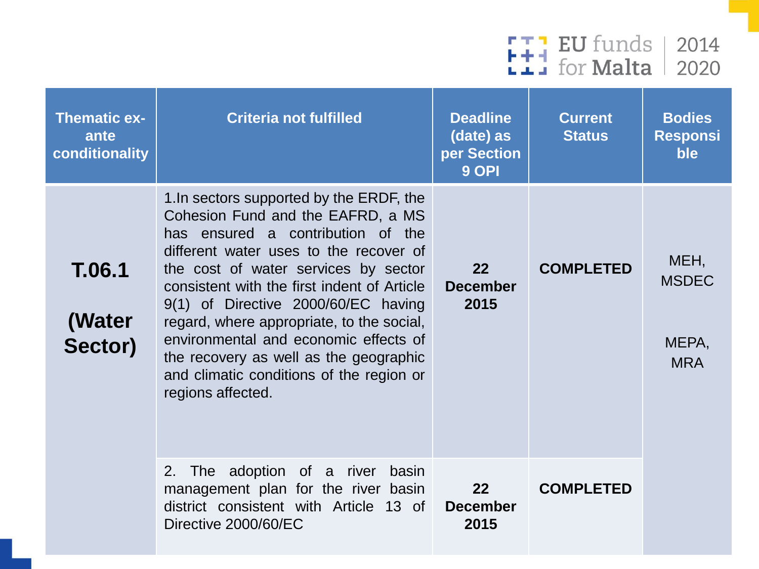| Thematic ex-ante conditionality | Criteria not fulfilled | Deadline (date) as per Section 9 OPI | Current Status | Bodies Responsible |
|---|---|---|---|---|
| **T.06.1** **(Water Sector)** | 1.In sectors supported by the ERDF, the Cohesion Fund and the EAFRD, a MS has ensured a contribution of the different water uses to the recover of the cost of water services by sector consistent with the first indent of Article 9(1) of Directive 2000/60/EC having regard, where appropriate, to the social, environmental and economic effects of the recovery as well as the geographic and climatic conditions of the region or regions affected. | **22 December 2015** | **COMPLETED** | MEH, MSDEC<br><br>MEPA, MRA |
| | 2. The adoption of a river basin management plan for the river basin district consistent with Article 13 of Directive 2000/60/EC | **22 December 2015** | **COMPLETED** | |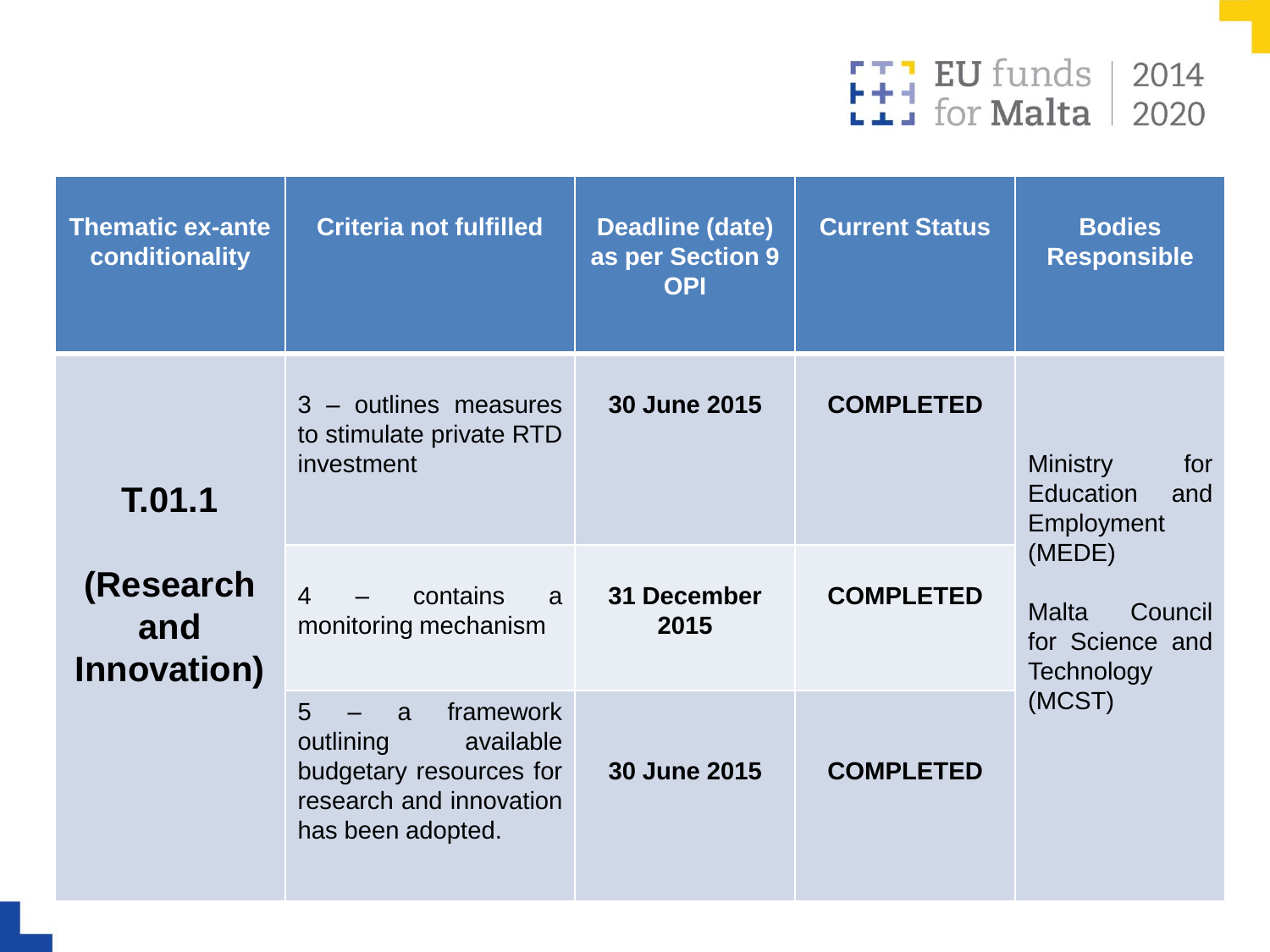| Thematic ex-ante conditionality | Criteria not fulfilled | Deadline (date) as per Section 9 OPI | Current Status | Bodies Responsible |
|---|---|---|---|---|
| **T.01.1** **(Research and Innovation)** | 3 – outlines measures to stimulate private RTD investment | **30 June 2015** | **COMPLETED** | Ministry for Education and Employment (MEDE) Malta Council for Science and Technology (MCST) |
| | 4 – contains a monitoring mechanism | **31 December 2015** | **COMPLETED** | |
| | 5 – a framework outlining available budgetary resources for research and innovation has been adopted. | **30 June 2015** | **COMPLETED** | |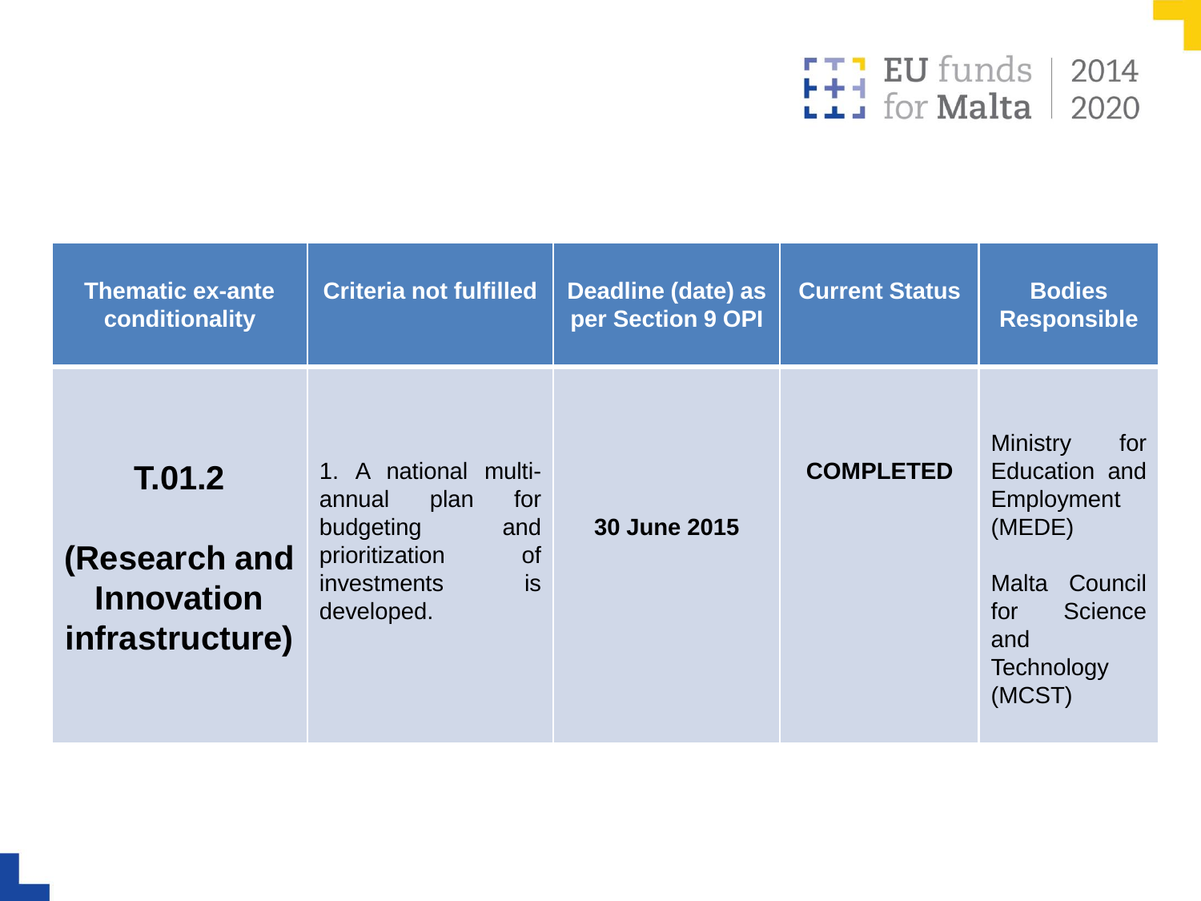| Thematic ex-ante conditionality | Criteria not fulfilled | Deadline (date) as per Section 9 OPI | Current Status | Bodies Responsible |
| --- | --- | --- | --- | --- |
| **T.01.2**<br><br>**(Research and Innovation infrastructure)** | 1. A national multi-annual plan for budgeting and prioritization of investments is developed. | **30 June 2015** | **COMPLETED** | Ministry for Education and Employment (MEDE)<br><br>Malta Council for Science and Technology (MCST) |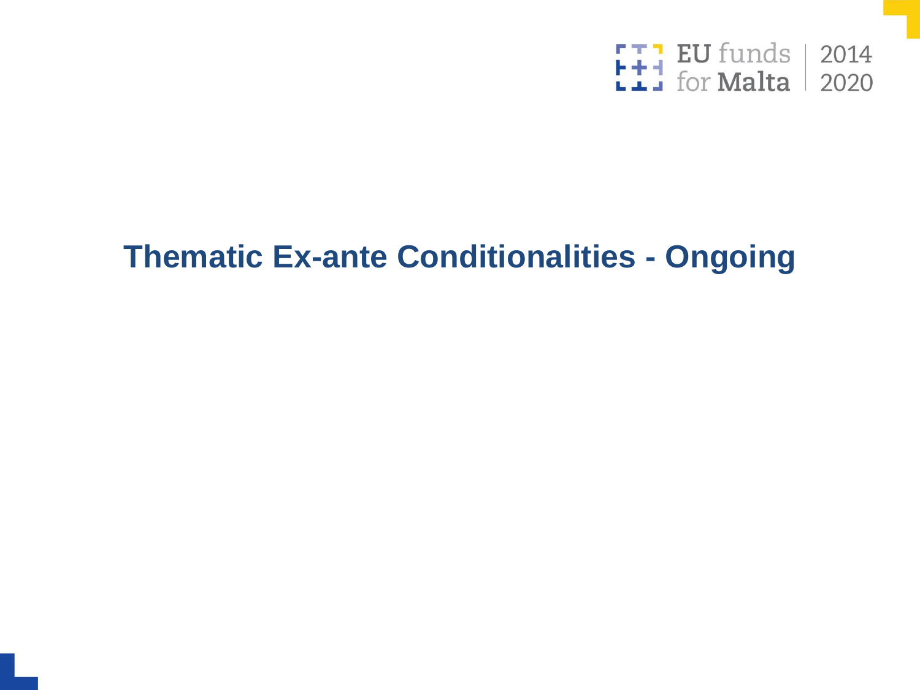# Thematic Ex-ante Conditionalities - Ongoing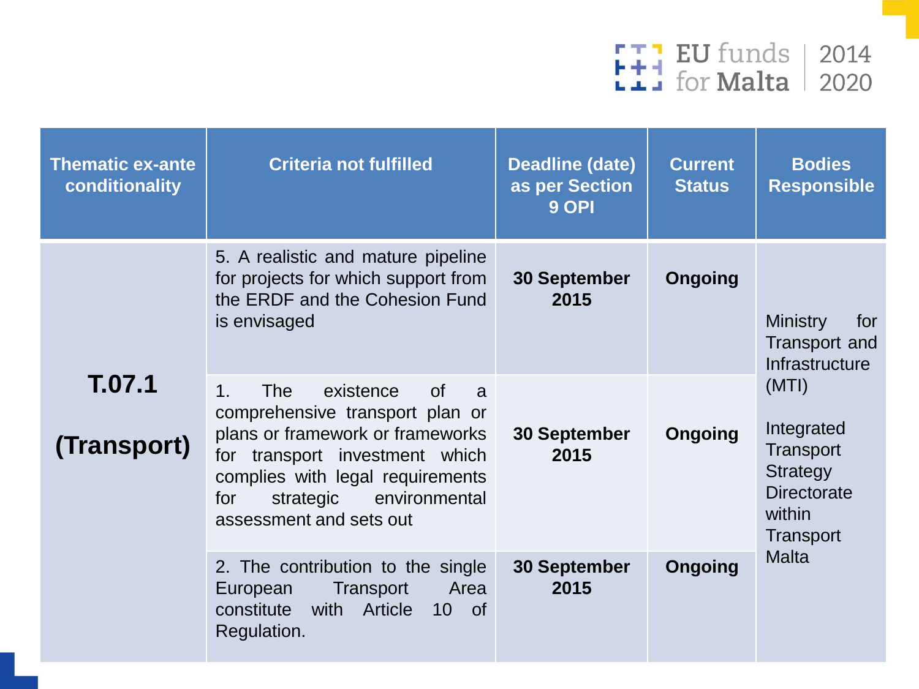| Thematic ex-ante conditionality | Criteria not fulfilled | Deadline (date) as per Section 9 OPI | Current Status | Bodies Responsible |
|---|---|---|---|---|
| **T.07.1 (Transport)** | 5. A realistic and mature pipeline for projects for which support from the ERDF and the Cohesion Fund is envisaged | **30 September 2015** | **Ongoing** | Ministry for Transport and Infrastructure (MTI)<br><br>Integrated Transport Strategy Directorate within Transport Malta |
| | 1. The existence of a comprehensive transport plan or plans or framework or frameworks for transport investment which complies with legal requirements for strategic environmental assessment and sets out | **30 September 2015** | **Ongoing** | |
| | 2. The contribution to the single European Transport Area constitute with Article 10 of Regulation. | **30 September 2015** | **Ongoing** | |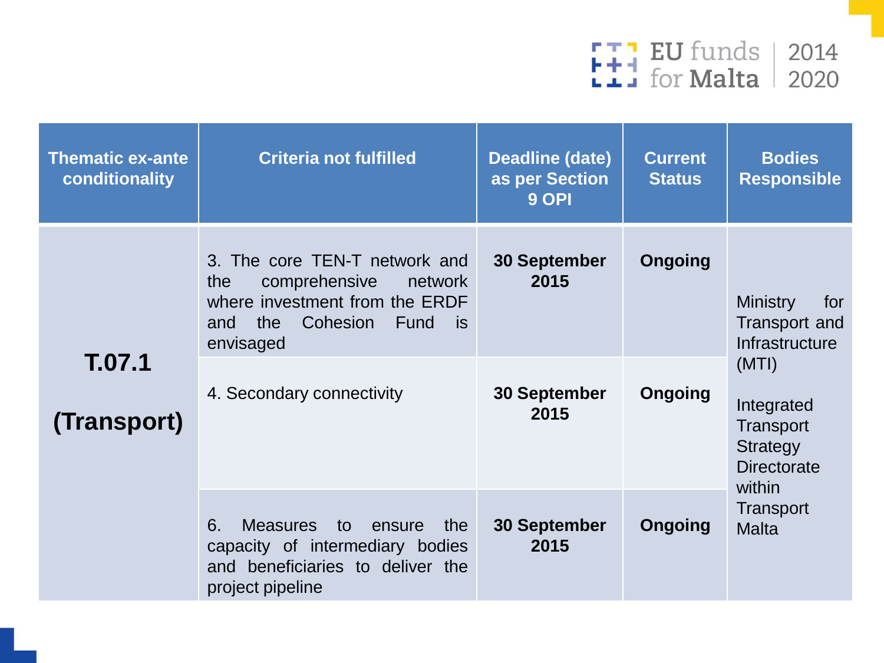| Thematic ex-ante conditionality | Criteria not fulfilled | Deadline (date) as per Section 9 OPI | Current Status | Bodies Responsible |
|---|---|---|---|---|
| **T.07.1 (Transport)** | 3. The core TEN-T network and the comprehensive network where investment from the ERDF and the Cohesion Fund is envisaged | **30 September 2015** | **Ongoing** | Ministry for Transport and Infrastructure (MTI)<br><br>Integrated Transport Strategy Directorate within Transport Malta |
| | 4. Secondary connectivity | **30 September 2015** | **Ongoing** | |
| | 6. Measures to ensure the capacity of intermediary bodies and beneficiaries to deliver the project pipeline | **30 September 2015** | **Ongoing** | |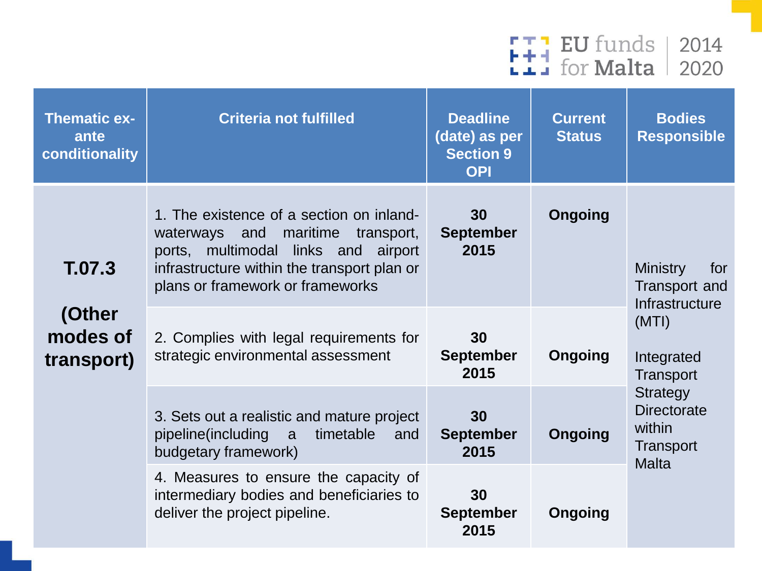| Thematic ex-ante conditionality | Criteria not fulfilled | Deadline (date) as per Section 9 OPI | Current Status | Bodies Responsible |
|---|---|---|---|---|
| **T.07.3 (Other modes of transport)** | 1. The existence of a section on inland-waterways and maritime transport, ports, multimodal links and airport infrastructure within the transport plan or plans or framework or frameworks | **30 September 2015** | **Ongoing** | Ministry for Transport and Infrastructure (MTI) Integrated Transport Strategy Directorate within Transport Malta |
| | 2. Complies with legal requirements for strategic environmental assessment | **30 September 2015** | **Ongoing** | |
| | 3. Sets out a realistic and mature project pipeline(including a timetable and budgetary framework) | **30 September 2015** | **Ongoing** | |
| | 4. Measures to ensure the capacity of intermediary bodies and beneficiaries to deliver the project pipeline. | **30 September 2015** | **Ongoing** | |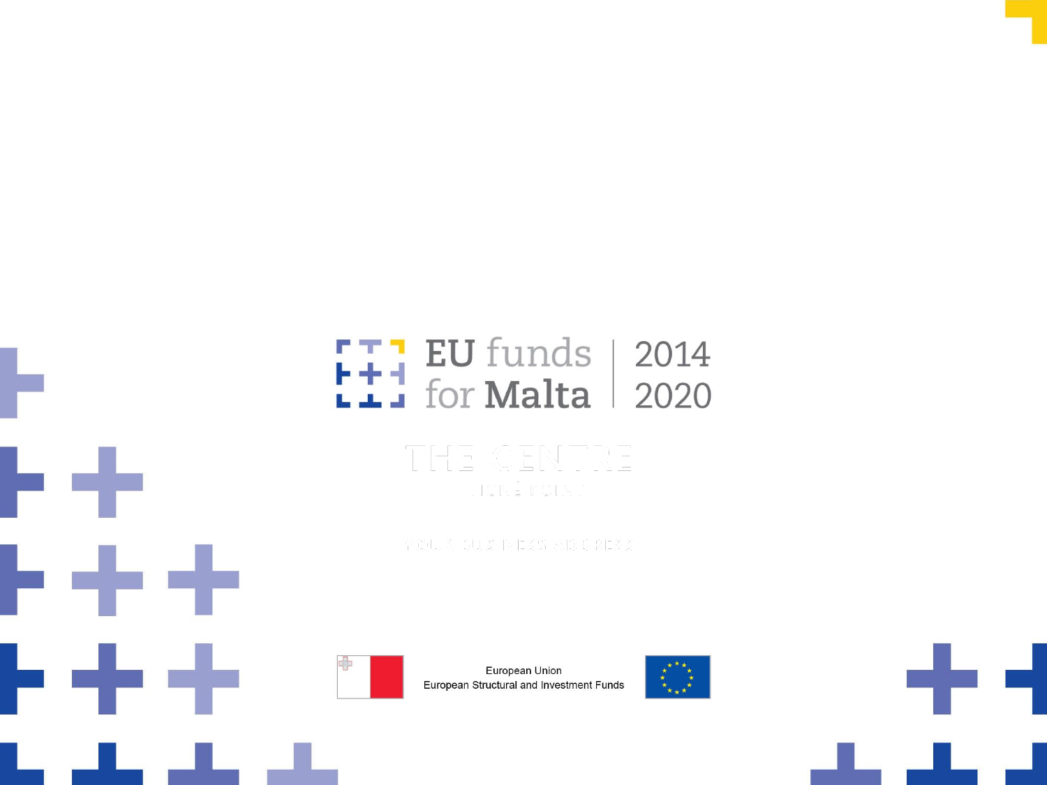EU funds for Malta | 2014 2020

THE CENTRE

HERE FOR IT

YOUR BUSINESS ADDRESS

European Union
European Structural and Investment Funds